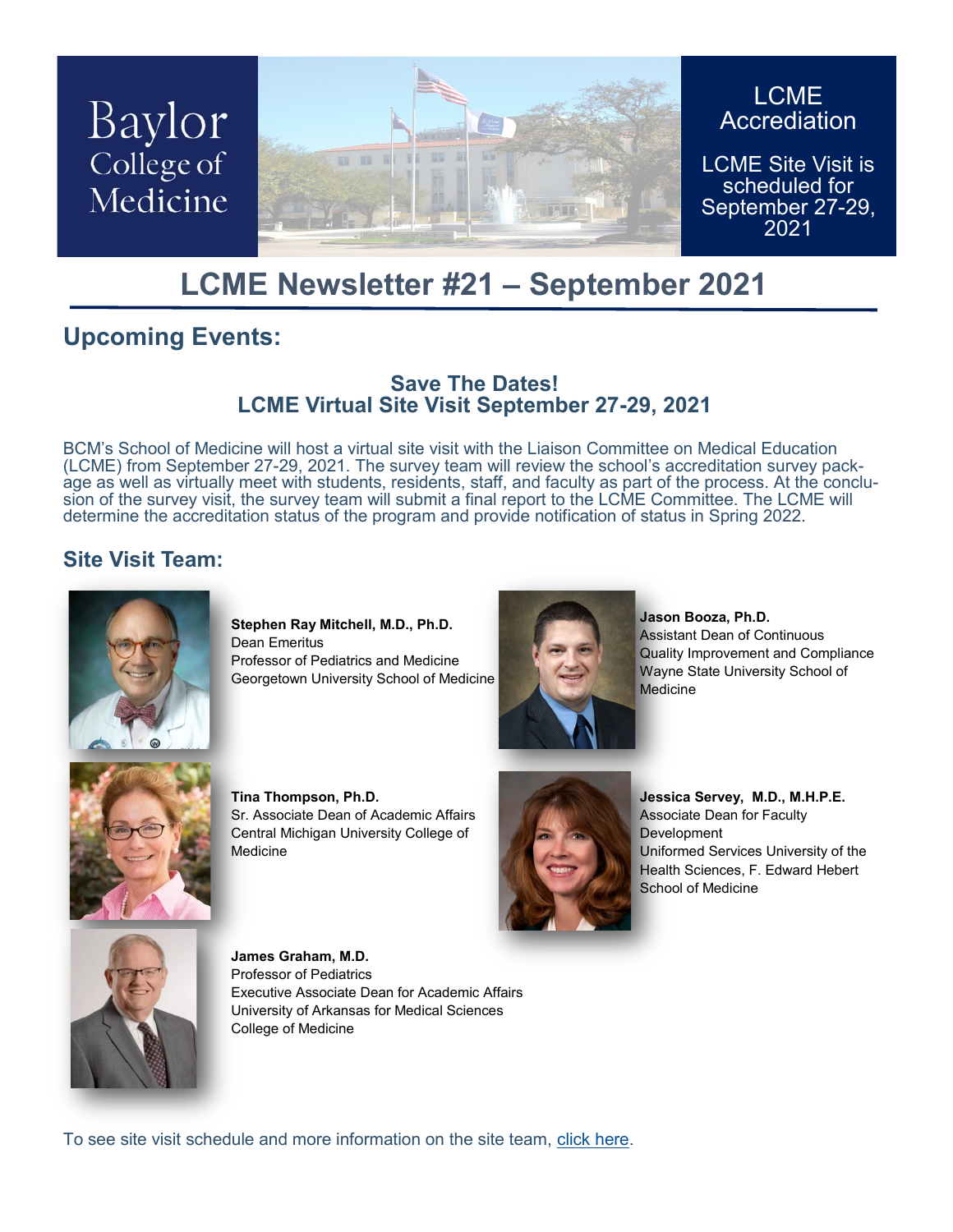Baylor College of Medicine

LCME Accreditation

LCME Site Visit is scheduled for September 27-29, 2021

# LCME Newsletter #21 – September 2021

## Upcoming Events:

### Save The Dates!
### LCME Virtual Site Visit September 27-29, 2021

BCM's School of Medicine will host a virtual site visit with the Liaison Committee on Medical Education (LCME) from September 27-29, 2021. The survey team will review the school's accreditation survey package as well as virtually meet with students, residents, staff, and faculty as part of the process. At the conclusion of the survey visit, the survey team will submit a final report to the LCME Committee. The LCME will determine the accreditation status of the program and provide notification of status in Spring 2022.

## Site Visit Team:

**Stephen Ray Mitchell, M.D., Ph.D.**
Dean Emeritus
Professor of Pediatrics and Medicine
Georgetown University School of Medicine

**Jason Booza, Ph.D.**
Assistant Dean of Continuous Quality Improvement and Compliance
Wayne State University School of Medicine

**Tina Thompson, Ph.D.**
Sr. Associate Dean of Academic Affairs
Central Michigan University College of Medicine

**Jessica Servey, M.D., M.H.P.E.**
Associate Dean for Faculty Development
Uniformed Services University of the Health Sciences, F. Edward Hebert School of Medicine

**James Graham, M.D.**
Professor of Pediatrics
Executive Associate Dean for Academic Affairs
University of Arkansas for Medical Sciences College of Medicine

To see site visit schedule and more information on the site team, click here.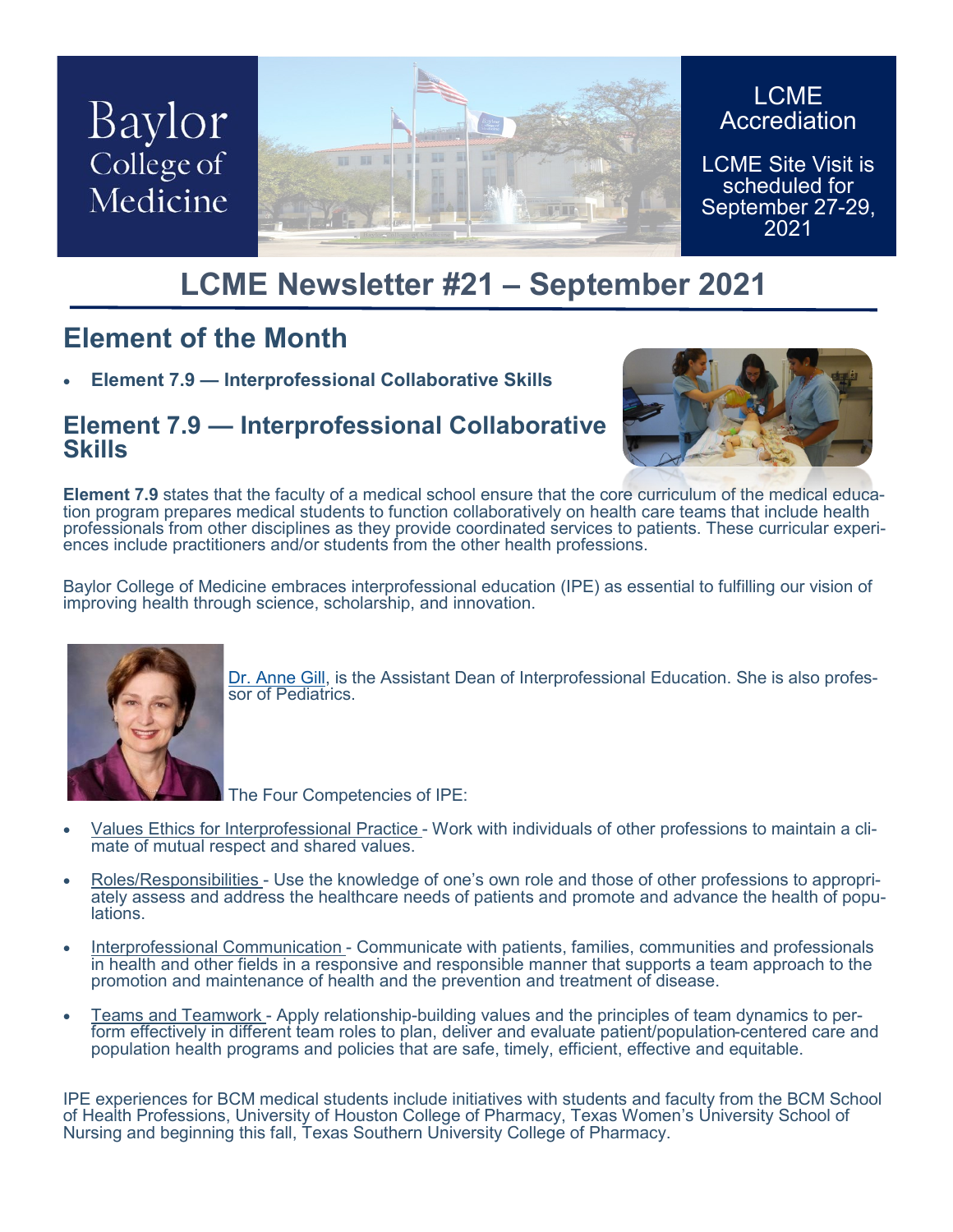Baylor College of Medicine

LCME Accreditation

LCME Site Visit is scheduled for September 27-29, 2021

# LCME Newsletter #21 – September 2021

## Element of the Month

- **Element 7.9 — Interprofessional Collaborative Skills**

### Element 7.9 — Interprofessional Collaborative Skills

**Element 7.9** states that the faculty of a medical school ensure that the core curriculum of the medical education program prepares medical students to function collaboratively on health care teams that include health professionals from other disciplines as they provide coordinated services to patients. These curricular experiences include practitioners and/or students from the other health professions.

Baylor College of Medicine embraces interprofessional education (IPE) as essential to fulfilling our vision of improving health through science, scholarship, and innovation.

Dr. Anne Gill, is the Assistant Dean of Interprofessional Education. She is also professor of Pediatrics.

The Four Competencies of IPE:

- Values Ethics for Interprofessional Practice - Work with individuals of other professions to maintain a climate of mutual respect and shared values.
- Roles/Responsibilities - Use the knowledge of one's own role and those of other professions to appropriately assess and address the healthcare needs of patients and promote and advance the health of populations.
- Interprofessional Communication - Communicate with patients, families, communities and professionals in health and other fields in a responsive and responsible manner that supports a team approach to the promotion and maintenance of health and the prevention and treatment of disease.
- Teams and Teamwork - Apply relationship-building values and the principles of team dynamics to perform effectively in different team roles to plan, deliver and evaluate patient/population-centered care and population health programs and policies that are safe, timely, efficient, effective and equitable.

IPE experiences for BCM medical students include initiatives with students and faculty from the BCM School of Health Professions, University of Houston College of Pharmacy, Texas Women's University School of Nursing and beginning this fall, Texas Southern University College of Pharmacy.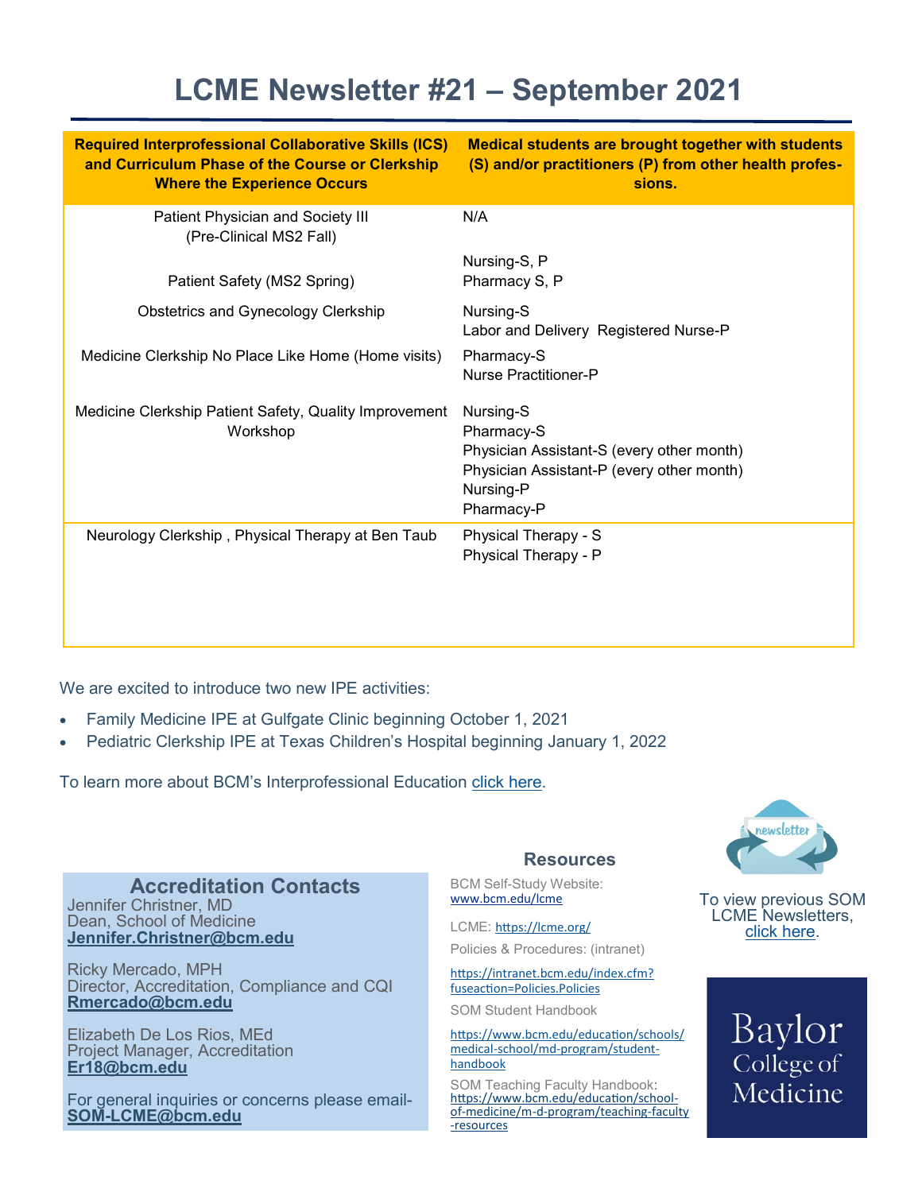# LCME Newsletter #21 – September 2021

| Required Interprofessional Collaborative Skills (ICS) and Curriculum Phase of the Course or Clerkship Where the Experience Occurs | Medical students are brought together with students (S) and/or practitioners (P) from other health professions. |
|---|---|
| Patient Physician and Society III (Pre-Clinical MS2 Fall) | N/A |
| Patient Safety (MS2 Spring) | Nursing-S, P<br>Pharmacy S, P |
| Obstetrics and Gynecology Clerkship | Nursing-S<br>Labor and Delivery Registered Nurse-P |
| Medicine Clerkship No Place Like Home (Home visits) | Pharmacy-S<br>Nurse Practitioner-P |
| Medicine Clerkship Patient Safety, Quality Improvement Workshop | Nursing-S<br>Pharmacy-S<br>Physician Assistant-S (every other month)<br>Physician Assistant-P (every other month)<br>Nursing-P<br>Pharmacy-P |
| Neurology Clerkship , Physical Therapy at Ben Taub | Physical Therapy - S<br>Physical Therapy - P |

We are excited to introduce two new IPE activities:

- Family Medicine IPE at Gulfgate Clinic beginning October 1, 2021
- Pediatric Clerkship IPE at Texas Children's Hospital beginning January 1, 2022

To learn more about BCM's Interprofessional Education click here.

## Accreditation Contacts

Jennifer Christner, MD
Dean, School of Medicine
**Jennifer.Christner@bcm.edu**

Ricky Mercado, MPH
Director, Accreditation, Compliance and CQI
**Rmercado@bcm.edu**

Elizabeth De Los Rios, MEd
Project Manager, Accreditation
**Er18@bcm.edu**

For general inquiries or concerns please email-
**SOM-LCME@bcm.edu**

## Resources

BCM Self-Study Website:
www.bcm.edu/lcme

LCME: https://lcme.org/

Policies & Procedures: (intranet)

https://intranet.bcm.edu/index.cfm?fuseaction=Policies.Policies

SOM Student Handbook

https://www.bcm.edu/education/schools/medical-school/md-program/student-handbook

SOM Teaching Faculty Handbook:
https://www.bcm.edu/education/school-of-medicine/m-d-program/teaching-faculty-resources

To view previous SOM LCME Newsletters, click here.

Baylor College of Medicine